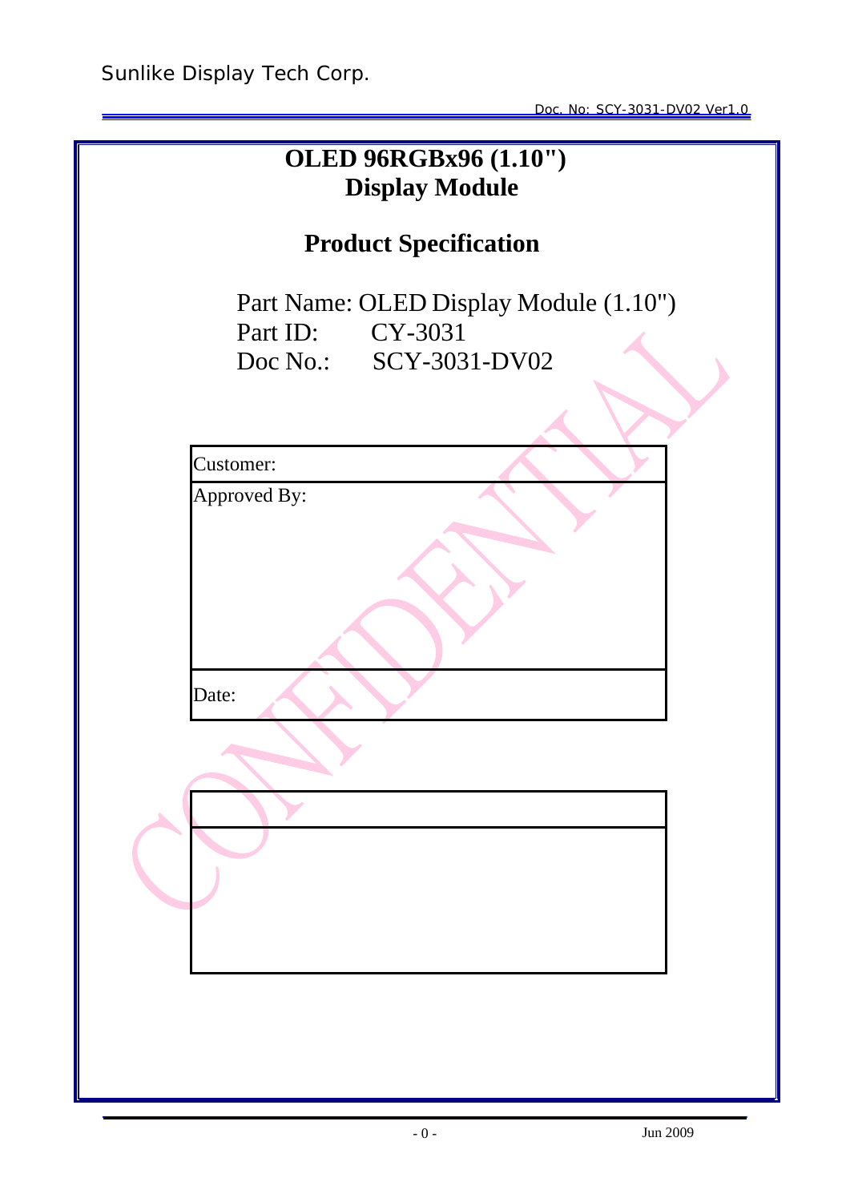# OLED 96RGBx96 (1.10") Display Module

## Product Specification

Part Name: OLED Display Module (1.10")
Part ID: CY-3031
Doc No.: SCY-3031-DV02

| Customer: |
|---|
| Approved By: |
| Date: |

| |
|---|
| |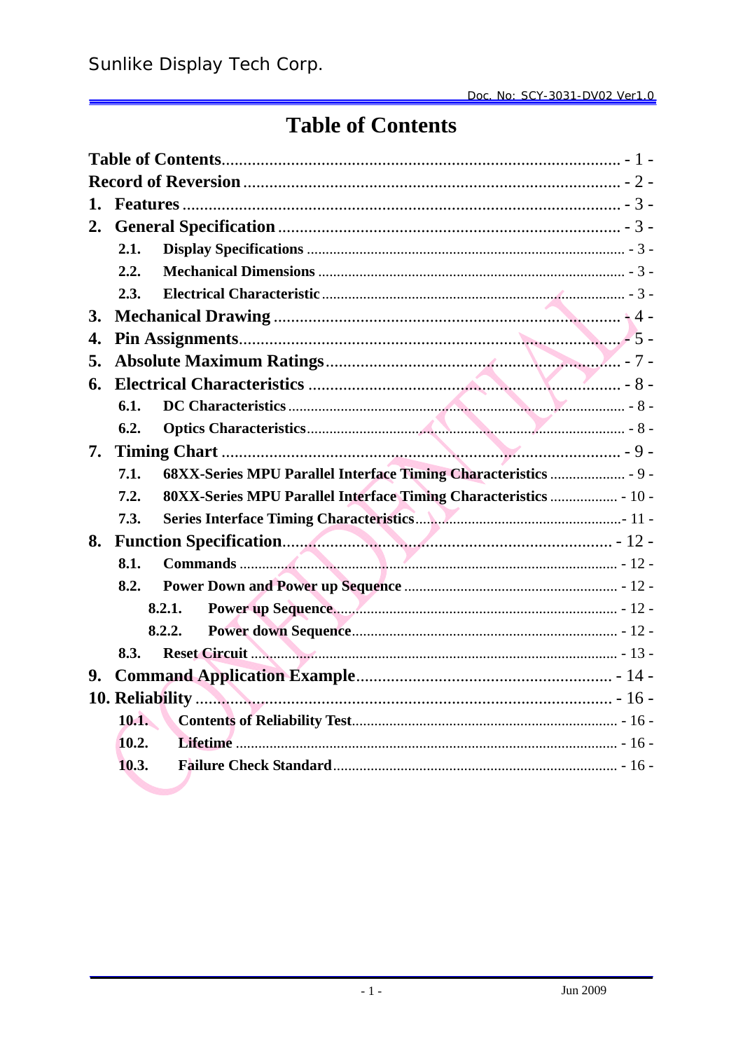# Table of Contents

| | | |
|---|---|---|
| **Table of Contents** | | - 1 - |
| **Record of Reversion** | | - 2 - |
| **1.** | **Features** | - 3 - |
| **2.** | **General Specification** | - 3 - |
| **2.1.** | **Display Specifications** | - 3 - |
| **2.2.** | **Mechanical Dimensions** | - 3 - |
| **2.3.** | **Electrical Characteristic** | - 3 - |
| **3.** | **Mechanical Drawing** | - 4 - |
| **4.** | **Pin Assignments** | - 5 - |
| **5.** | **Absolute Maximum Ratings** | - 7 - |
| **6.** | **Electrical Characteristics** | - 8 - |
| **6.1.** | **DC Characteristics** | - 8 - |
| **6.2.** | **Optics Characteristics** | - 8 - |
| **7.** | **Timing Chart** | - 9 - |
| **7.1.** | **68XX-Series MPU Parallel Interface Timing Characteristics** | - 9 - |
| **7.2.** | **80XX-Series MPU Parallel Interface Timing Characteristics** | - 10 - |
| **7.3.** | **Series Interface Timing Characteristics** | - 11 - |
| **8.** | **Function Specification** | - 12 - |
| **8.1.** | **Commands** | - 12 - |
| **8.2.** | **Power Down and Power up Sequence** | - 12 - |
| **8.2.1.** | **Power up Sequence** | - 12 - |
| **8.2.2.** | **Power down Sequence** | - 12 - |
| **8.3.** | **Reset Circuit** | - 13 - |
| **9.** | **Command Application Example** | - 14 - |
| **10.** | **Reliability** | - 16 - |
| **10.1.** | **Contents of Reliability Test** | - 16 - |
| **10.2.** | **Lifetime** | - 16 - |
| **10.3.** | **Failure Check Standard** | - 16 - |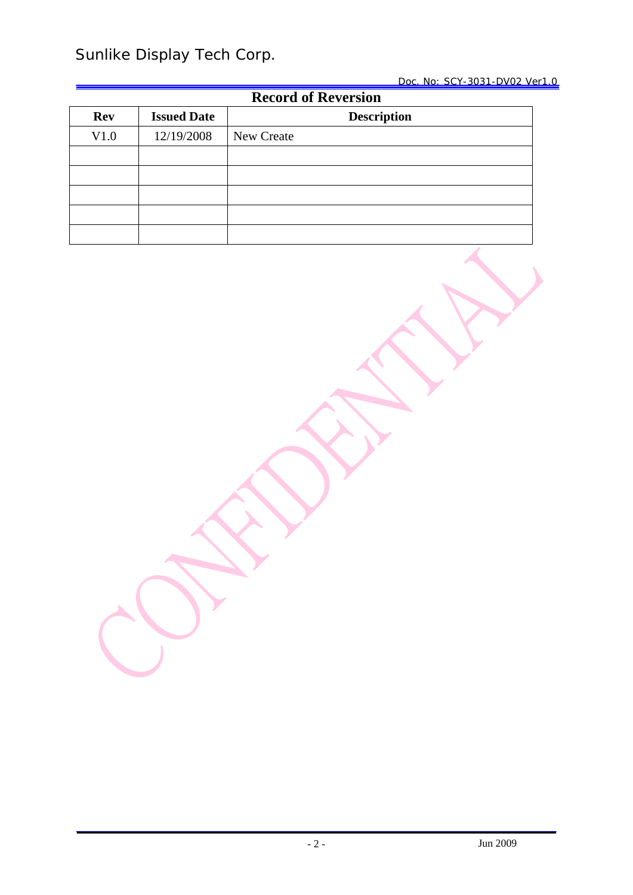# Record of Reversion

| Rev | Issued Date | Description |
|---|---|---|
| V1.0 | 12/19/2008 | New Create |
| | | |
| | | |
| | | |
| | | |
| | | |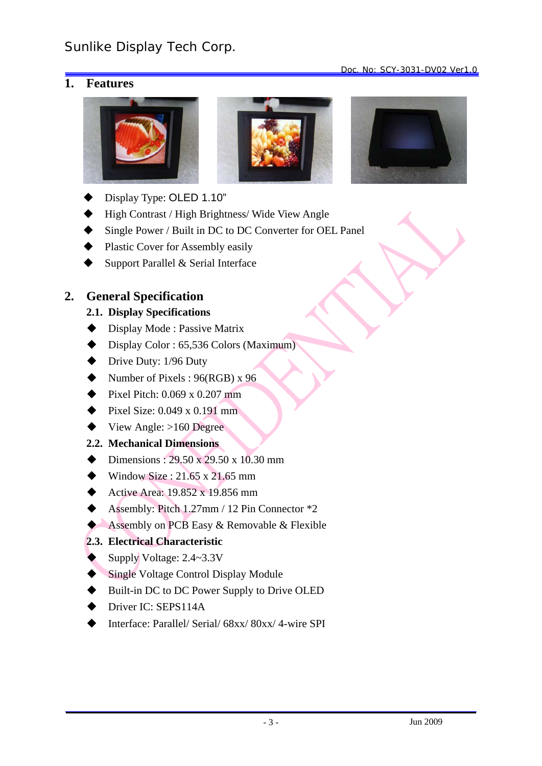# 1. Features

- Display Type: OLED 1.10"
- High Contrast / High Brightness/ Wide View Angle
- Single Power / Built in DC to DC Converter for OEL Panel
- Plastic Cover for Assembly easily
- Support Parallel & Serial Interface

# 2. General Specification

## 2.1. Display Specifications

- Display Mode : Passive Matrix
- Display Color : 65,536 Colors (Maximum)
- Drive Duty: 1/96 Duty
- Number of Pixels : 96(RGB) x 96
- Pixel Pitch: 0.069 x 0.207 mm
- Pixel Size: 0.049 x 0.191 mm
- View Angle: >160 Degree

## 2.2. Mechanical Dimensions

- Dimensions : 29.50 x 29.50 x 10.30 mm
- Window Size : 21.65 x 21.65 mm
- Active Area: 19.852 x 19.856 mm
- Assembly: Pitch 1.27mm / 12 Pin Connector *2
- Assembly on PCB Easy & Removable & Flexible

## 2.3. Electrical Characteristic

- Supply Voltage: 2.4~3.3V
- Single Voltage Control Display Module
- Built-in DC to DC Power Supply to Drive OLED
- Driver IC: SEPS114A
- Interface: Parallel/ Serial/ 68xx/ 80xx/ 4-wire SPI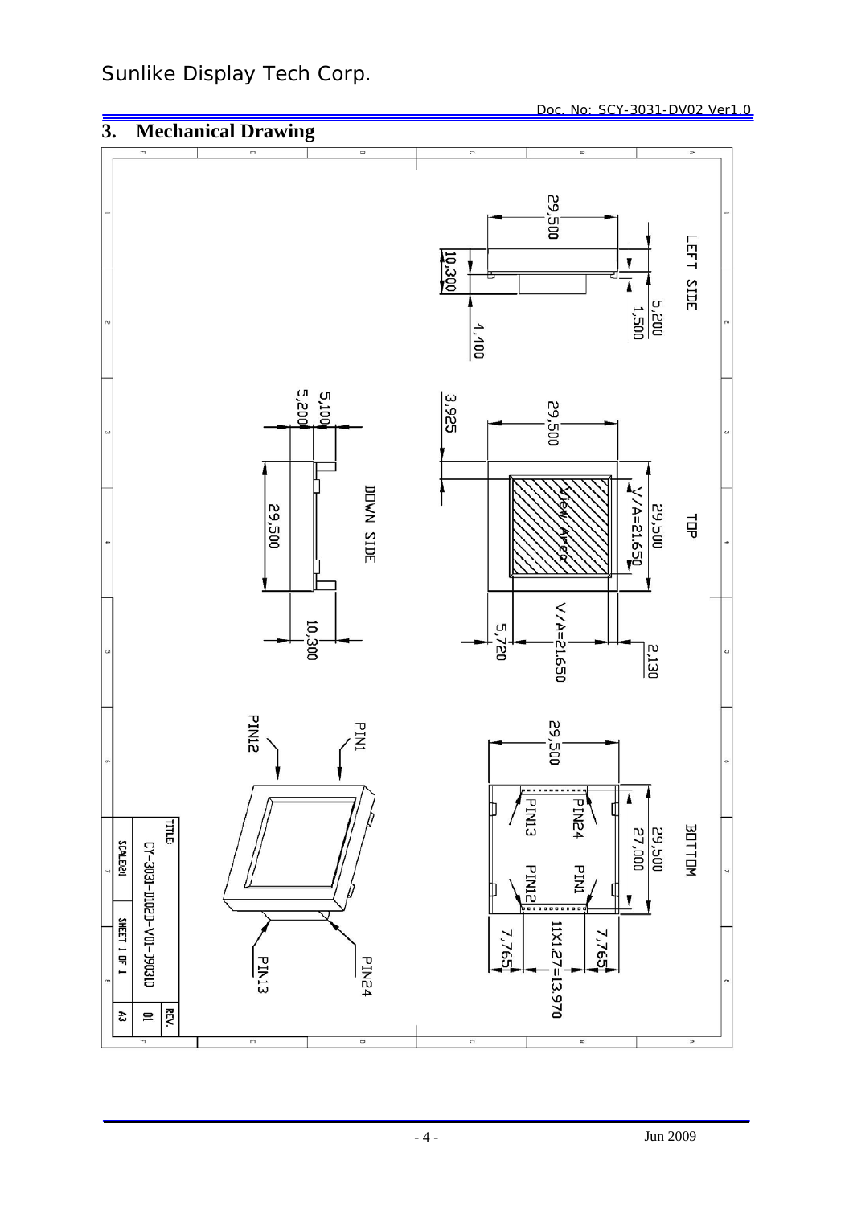## 3. Mechanical Drawing

LEFT SIDE

29,500

10,300

4,400

5,200

1,500

TOP

3,925

29,500

29,500

V/A=21,650

View Area

V/A=21,650

5,720

2,130

DOWN SIDE

5,100

5,200

29,500

10,300

BOTTOM

29,500

29,500

27,000

PIN24

PIN13

PIN1

PIN12

7,765

11X1.27=13,970

7,765

PIN1

PIN12

PIN24

PIN13

TITLE:

CY-3031-D102D-V01-090310

REV.

01

SCALE2:1

SHEET 1 OF 1

A3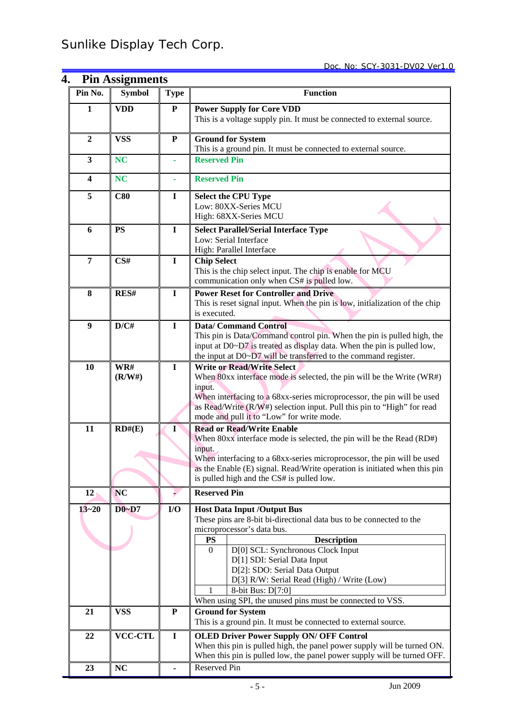## 4. Pin Assignments

| Pin No. | Symbol | Type | Function |
|---|---|---|---|
| 1 | VDD | P | **Power Supply for Core VDD**<br>This is a voltage supply pin. It must be connected to external source. |
| 2 | VSS | P | **Ground for System**<br>This is a ground pin. It must be connected to external source. |
| 3 | NC | - | **Reserved Pin** |
| 4 | NC | - | **Reserved Pin** |
| 5 | C80 | I | **Select the CPU Type**<br>Low: 80XX-Series MCU<br>High: 68XX-Series MCU |
| 6 | PS | I | **Select Parallel/Serial Interface Type**<br>Low: Serial Interface<br>High: Parallel Interface |
| 7 | CS# | I | **Chip Select**<br>This is the chip select input. The chip is enable for MCU communication only when CS# is pulled low. |
| 8 | RES# | I | **Power Reset for Controller and Drive**<br>This is reset signal input. When the pin is low, initialization of the chip is executed. |
| 9 | D/C# | I | **Data/ Command Control**<br>This pin is Data/Command control pin. When the pin is pulled high, the input at D0~D7 is treated as display data. When the pin is pulled low, the input at D0~D7 will be transferred to the command register. |
| 10 | WR# (R/W#) | I | **Write or Read/Write Select**<br>When 80xx interface mode is selected, the pin will be the Write (WR#) input.<br>When interfacing to a 68xx-series microprocessor, the pin will be used as Read/Write (R/W#) selection input. Pull this pin to "High" for read mode and pull it to "Low" for write mode. |
| 11 | RD#(E) | I | **Read or Read/Write Enable**<br>When 80xx interface mode is selected, the pin will be the Read (RD#) input.<br>When interfacing to a 68xx-series microprocessor, the pin will be used as the Enable (E) signal. Read/Write operation is initiated when this pin is pulled high and the CS# is pulled low. |
| 12 | NC | - | **Reserved Pin** |
| 13~20 | D0~D7 | I/O | **Host Data Input /Output Bus**<br>These pins are 8-bit bi-directional data bus to be connected to the microprocessor's data bus.<br>PS 0 — D[0] SCL: Synchronous Clock Input; D[1] SDI: Serial Data Input; D[2]: SDO: Serial Data Output; D[3] R/W: Serial Read (High) / Write (Low)<br>PS 1 — 8-bit Bus: D[7:0]<br>When using SPI, the unused pins must be connected to VSS. |
| 21 | VSS | P | **Ground for System**<br>This is a ground pin. It must be connected to external source. |
| 22 | VCC-CTL | I | **OLED Driver Power Supply ON/ OFF Control**<br>When this pin is pulled high, the panel power supply will be turned ON. When this pin is pulled low, the panel power supply will be turned OFF. |
| 23 | NC | - | Reserved Pin |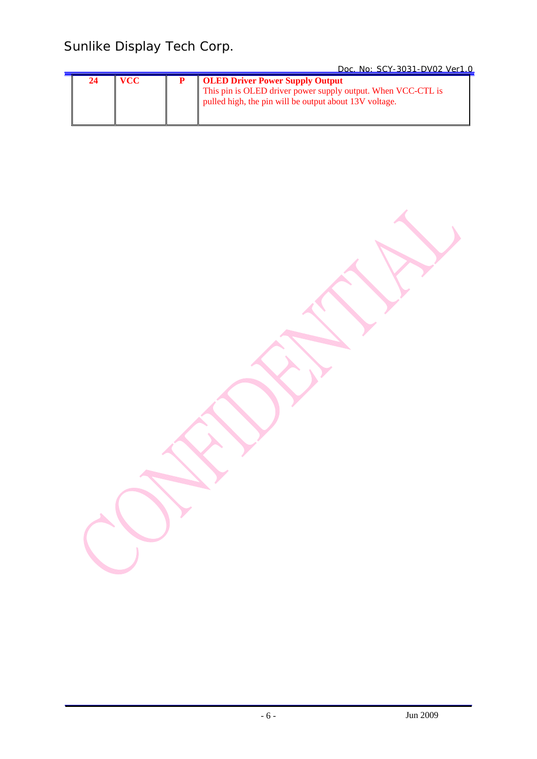| 24 | VCC | P | **OLED Driver Power Supply Output**<br>This pin is OLED driver power supply output. When VCC-CTL is pulled high, the pin will be output about 13V voltage. |
|---|---|---|---|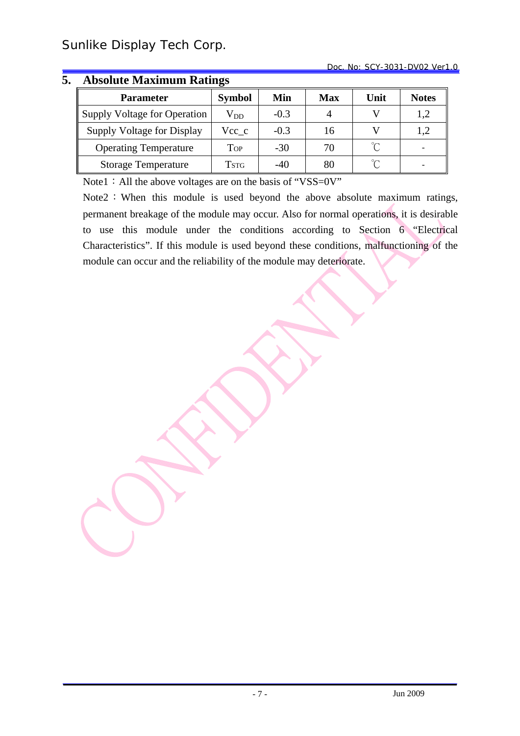## 5. Absolute Maximum Ratings

| Parameter | Symbol | Min | Max | Unit | Notes |
|---|---|---|---|---|---|
| Supply Voltage for Operation | $V_{DD}$ | -0.3 | 4 | V | 1,2 |
| Supply Voltage for Display | Vcc_c | -0.3 | 16 | V | 1,2 |
| Operating Temperature | TOP | -30 | 70 | ℃ | - |
| Storage Temperature | TSTG | -40 | 80 | ℃ | - |

Note1：All the above voltages are on the basis of “VSS=0V”

Note2：When this module is used beyond the above absolute maximum ratings, permanent breakage of the module may occur. Also for normal operations, it is desirable to use this module under the conditions according to Section 6 “Electrical Characteristics”. If this module is used beyond these conditions, malfunctioning of the module can occur and the reliability of the module may deteriorate.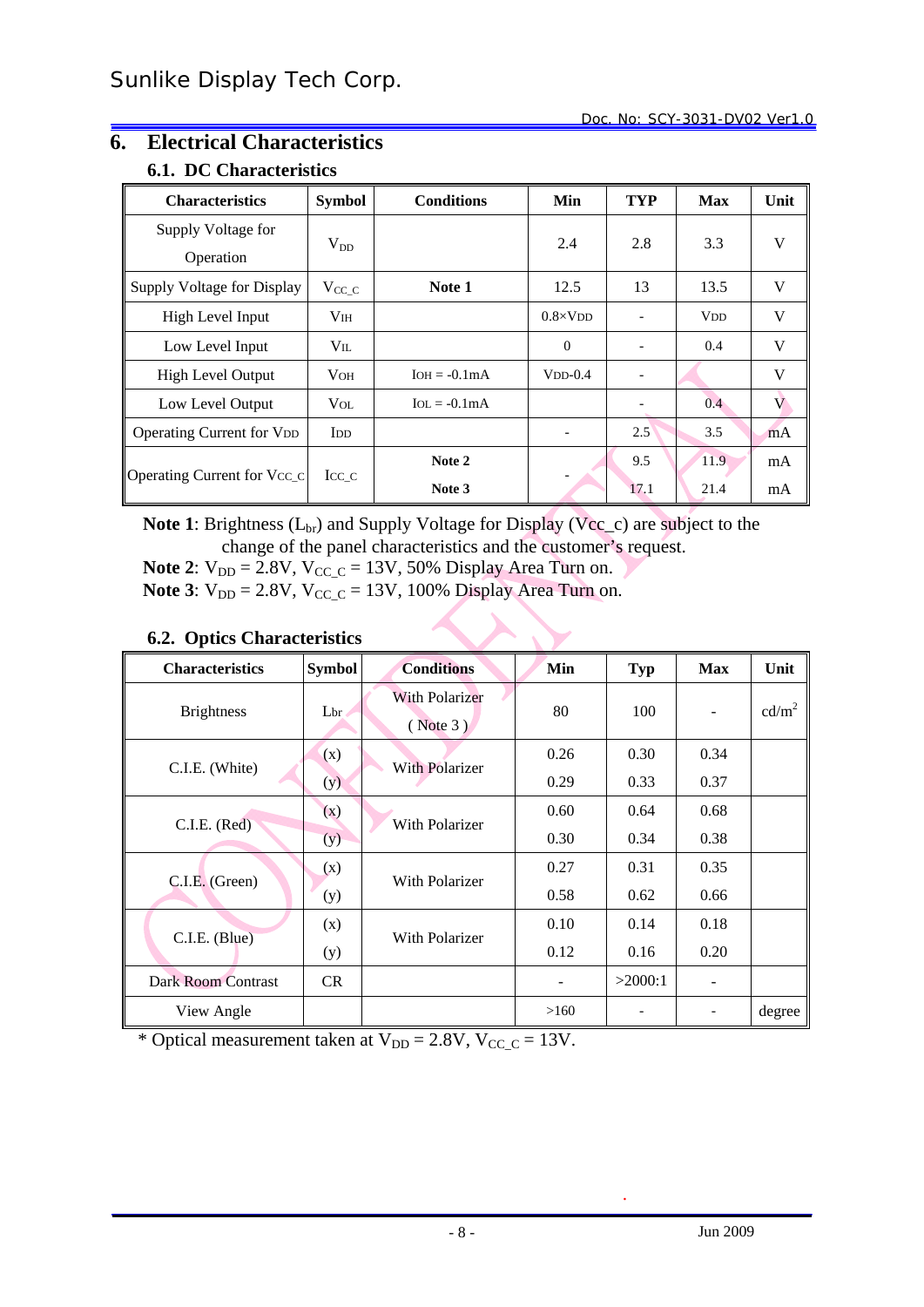# 6. Electrical Characteristics

## 6.1. DC Characteristics

| Characteristics | Symbol | Conditions | Min | TYP | Max | Unit |
|---|---|---|---|---|---|---|
| Supply Voltage for Operation | $V_{DD}$ | | 2.4 | 2.8 | 3.3 | V |
| Supply Voltage for Display | $V_{CC\_C}$ | **Note 1** | 12.5 | 13 | 13.5 | V |
| High Level Input | $V_{IH}$ | | 0.8×VDD | - | VDD | V |
| Low Level Input | $V_{IL}$ | | 0 | - | 0.4 | V |
| High Level Output | $V_{OH}$ | $I_{OH}$ = -0.1mA | VDD-0.4 | - | | V |
| Low Level Output | $V_{OL}$ | $I_{OL}$ = -0.1mA | | - | 0.4 | V |
| Operating Current for VDD | $I_{DD}$ | | - | 2.5 | 3.5 | mA |
| Operating Current for $V_{CC\_C}$ | $I_{CC\_C}$ | **Note 2** | - | 9.5 | 11.9 | mA |
| | | **Note 3** | | 17.1 | 21.4 | mA |

**Note 1**: Brightness ($L_{br}$) and Supply Voltage for Display (Vcc_c) are subject to the change of the panel characteristics and the customer's request.
**Note 2**: $V_{DD}$ = 2.8V, $V_{CC\_C}$ = 13V, 50% Display Area Turn on.
**Note 3**: $V_{DD}$ = 2.8V, $V_{CC\_C}$ = 13V, 100% Display Area Turn on.

## 6.2. Optics Characteristics

| Characteristics | Symbol | Conditions | Min | Typ | Max | Unit |
|---|---|---|---|---|---|---|
| Brightness | $L_{br}$ | With Polarizer ( Note 3 ) | 80 | 100 | - | cd/m$^2$ |
| C.I.E. (White) | (x) | With Polarizer | 0.26 | 0.30 | 0.34 | |
| | (y) | | 0.29 | 0.33 | 0.37 | |
| C.I.E. (Red) | (x) | With Polarizer | 0.60 | 0.64 | 0.68 | |
| | (y) | | 0.30 | 0.34 | 0.38 | |
| C.I.E. (Green) | (x) | With Polarizer | 0.27 | 0.31 | 0.35 | |
| | (y) | | 0.58 | 0.62 | 0.66 | |
| C.I.E. (Blue) | (x) | With Polarizer | 0.10 | 0.14 | 0.18 | |
| | (y) | | 0.12 | 0.16 | 0.20 | |
| Dark Room Contrast | CR | | - | >2000:1 | - | |
| View Angle | | | >160 | - | - | degree |

\* Optical measurement taken at $V_{DD}$ = 2.8V, $V_{CC\_C}$ = 13V.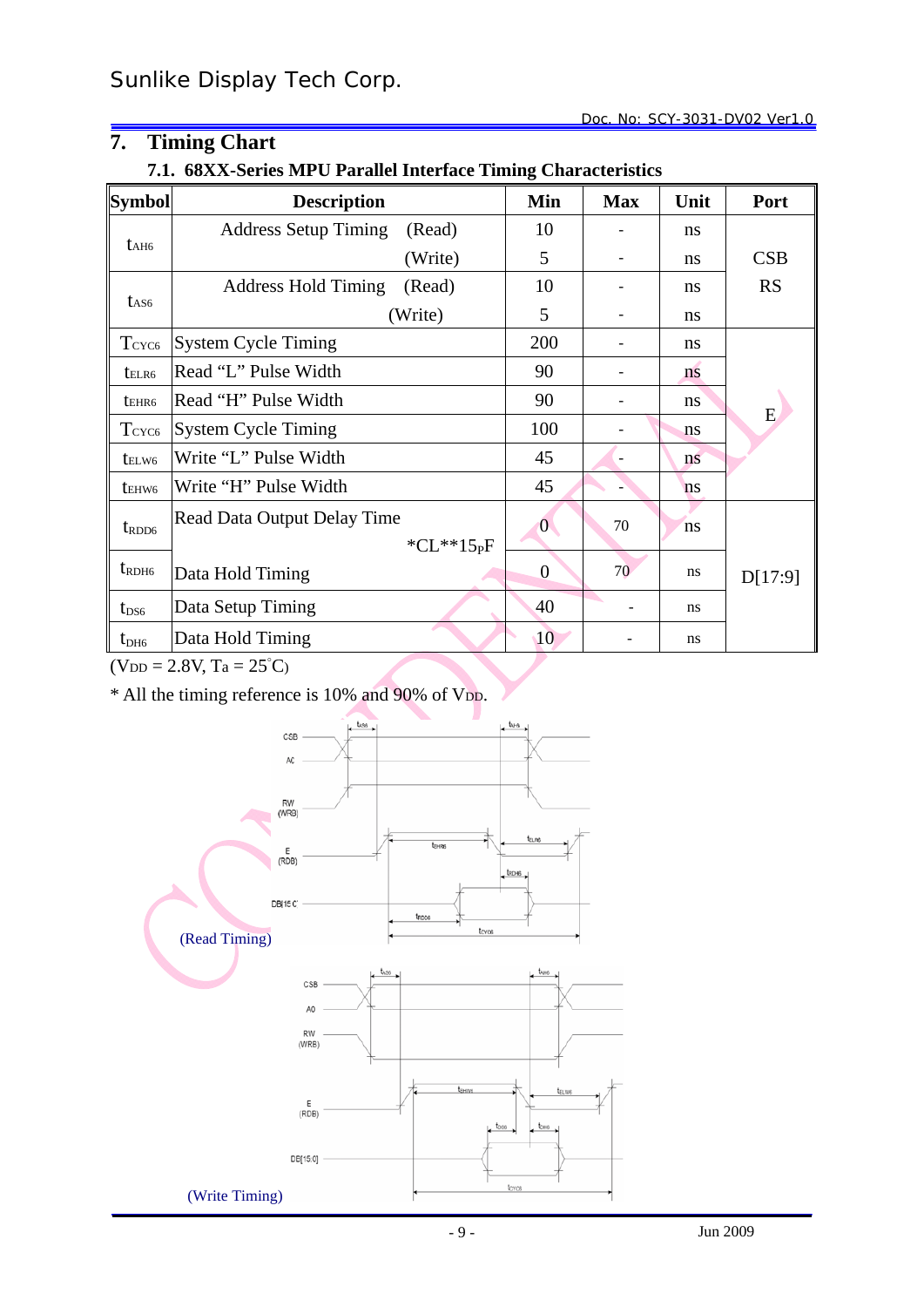## 7. Timing Chart

### 7.1. 68XX-Series MPU Parallel Interface Timing Characteristics

| Symbol | Description | Min | Max | Unit | Port |
|---|---|---|---|---|---|
| $t_{AH6}$ | Address Setup Timing (Read) | 10 | - | ns | CSB RS |
| | (Write) | 5 | - | ns | |
| $t_{AS6}$ | Address Hold Timing (Read) | 10 | - | ns | |
| | (Write) | 5 | - | ns | |
| $T_{CYC6}$ | System Cycle Timing | 200 | - | ns | E |
| $t_{ELR6}$ | Read "L" Pulse Width | 90 | - | ns | |
| $t_{EHR6}$ | Read "H" Pulse Width | 90 | - | ns | |
| $T_{CYC6}$ | System Cycle Timing | 100 | - | ns | |
| $t_{ELW6}$ | Write "L" Pulse Width | 45 | - | ns | |
| $t_{EHW6}$ | Write "H" Pulse Width | 45 | - | ns | |
| $t_{RDD6}$ | Read Data Output Delay Time *CL**15pF | 0 | 70 | ns | D[17:9] |
| $t_{RDH6}$ | Data Hold Timing | 0 | 70 | ns | |
| $t_{DS6}$ | Data Setup Timing | 40 | - | ns | |
| $t_{DH6}$ | Data Hold Timing | 10 | - | ns | |

($V_{DD}$ = 2.8V, Ta = 25°C)

* All the timing reference is 10% and 90% of $V_{DD}$.

(Read Timing)

(Write Timing)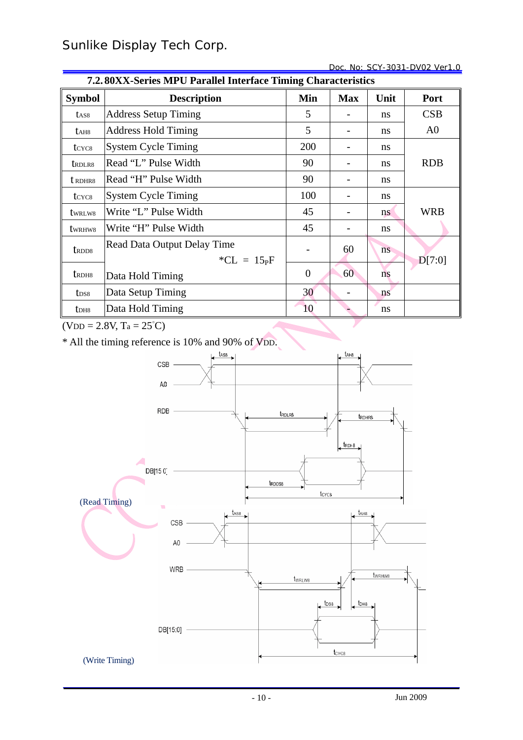### 7.2. 80XX-Series MPU Parallel Interface Timing Characteristics

| Symbol | Description | Min | Max | Unit | Port |
|---|---|---|---|---|---|
| $t_{AS8}$ | Address Setup Timing | 5 | - | ns | CSB |
| $t_{AH8}$ | Address Hold Timing | 5 | - | ns | A0 |
| $t_{CYC8}$ | System Cycle Timing | 200 | - | ns | RDB |
| $t_{RDLR8}$ | Read "L" Pulse Width | 90 | - | ns | |
| $t_{RDHR8}$ | Read "H" Pulse Width | 90 | - | ns | |
| $t_{CYC8}$ | System Cycle Timing | 100 | - | ns | WRB |
| $t_{WRLW8}$ | Write "L" Pulse Width | 45 | - | ns | |
| $t_{WRHW8}$ | Write "H" Pulse Width | 45 | - | ns | |
| $t_{RDD8}$ | Read Data Output Delay Time *CL = 15pF | - | 60 | ns | D[7:0] |
| $t_{RDH8}$ | Data Hold Timing | 0 | 60 | ns | |
| $t_{DS8}$ | Data Setup Timing | 30 | - | ns | |
| $t_{DH8}$ | Data Hold Timing | 10 | - | ns | |

($V_{DD}$ = 2.8V, $T_a$ = 25°C)

* All the timing reference is 10% and 90% of $V_{DD}$.

(Read Timing)

(Write Timing)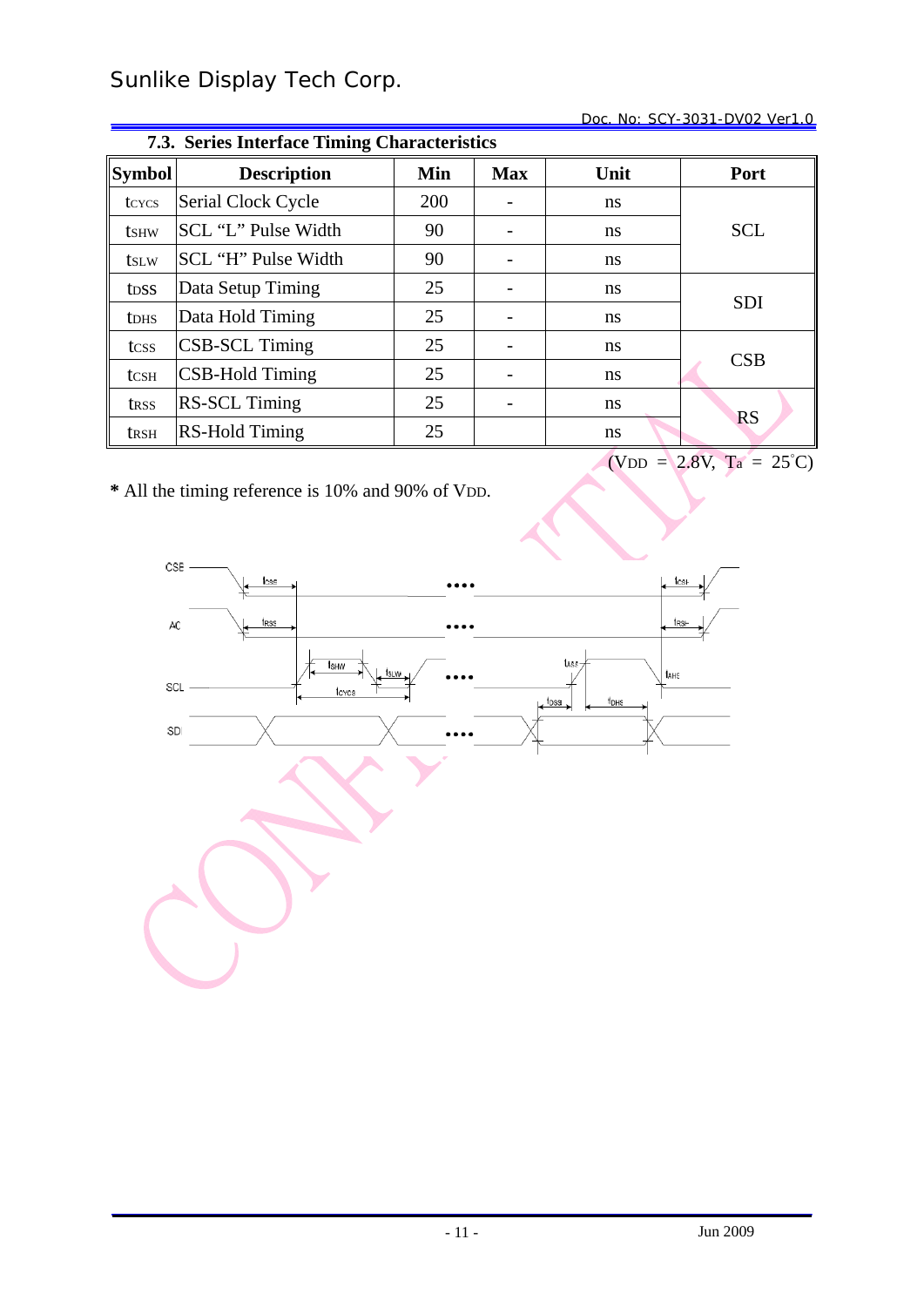### 7.3. Series Interface Timing Characteristics

| Symbol | Description | Min | Max | Unit | Port |
|---|---|---|---|---|---|
| $t_{CYCS}$ | Serial Clock Cycle | 200 | - | ns | SCL |
| $t_{SHW}$ | SCL "L" Pulse Width | 90 | - | ns | |
| $t_{SLW}$ | SCL "H" Pulse Width | 90 | - | ns | |
| $t_{DSS}$ | Data Setup Timing | 25 | - | ns | SDI |
| $t_{DHS}$ | Data Hold Timing | 25 | - | ns | |
| $t_{CSS}$ | CSB-SCL Timing | 25 | - | ns | CSB |
| $t_{CSH}$ | CSB-Hold Timing | 25 | - | ns | |
| $t_{RSS}$ | RS-SCL Timing | 25 | - | ns | RS |
| $t_{RSH}$ | RS-Hold Timing | 25 | | ns | |

($V_{DD}$ = 2.8V, $T_a$ = 25°C)

**\*** All the timing reference is 10% and 90% of $V_{DD}$.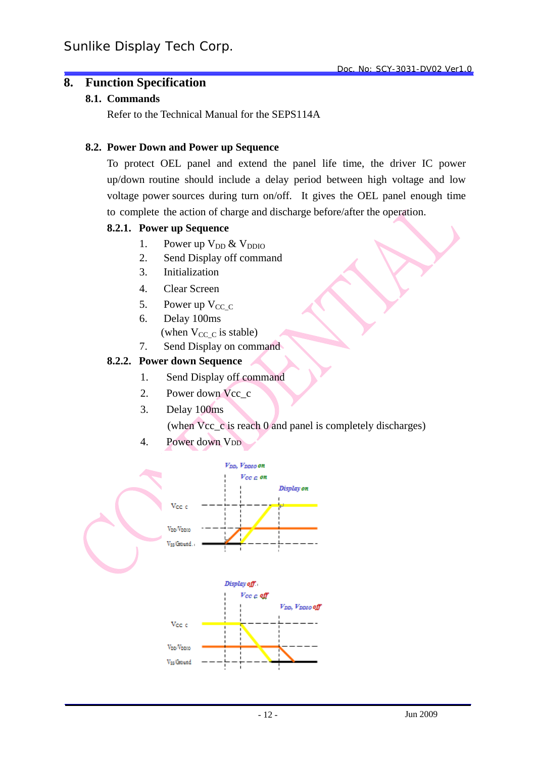## 8. Function Specification

### 8.1. Commands

Refer to the Technical Manual for the SEPS114A

### 8.2. Power Down and Power up Sequence

To protect OEL panel and extend the panel life time, the driver IC power up/down routine should include a delay period between high voltage and low voltage power sources during turn on/off. It gives the OEL panel enough time to complete the action of charge and discharge before/after the operation.

#### 8.2.1. Power up Sequence

1. Power up $V_{DD}$ & $V_{DDIO}$
2. Send Display off command
3. Initialization
4. Clear Screen
5. Power up $V_{CC\_C}$
6. Delay 100ms
   (when $V_{CC\_C}$ is stable)
7. Send Display on command

#### 8.2.2. Power down Sequence

1. Send Display off command
2. Power down Vcc_c
3. Delay 100ms
   (when Vcc_c is reach 0 and panel is completely discharges)
4. Power down VDD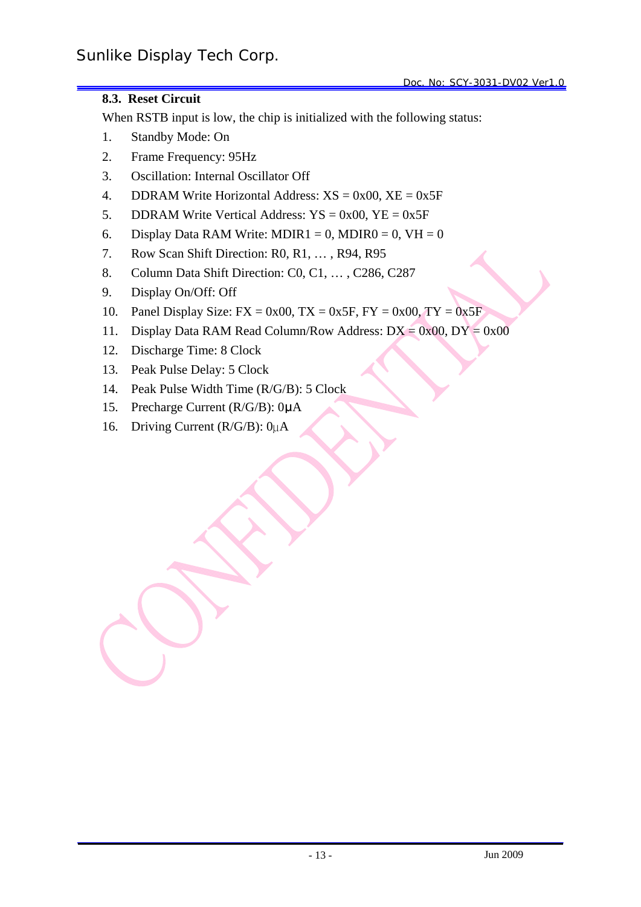### 8.3. Reset Circuit

When RSTB input is low, the chip is initialized with the following status:

1. Standby Mode: On
2. Frame Frequency: 95Hz
3. Oscillation: Internal Oscillator Off
4. DDRAM Write Horizontal Address: XS = 0x00, XE = 0x5F
5. DDRAM Write Vertical Address: YS = 0x00, YE = 0x5F
6. Display Data RAM Write: MDIR1 = 0, MDIR0 = 0, VH = 0
7. Row Scan Shift Direction: R0, R1, … , R94, R95
8. Column Data Shift Direction: C0, C1, … , C286, C287
9. Display On/Off: Off
10. Panel Display Size: FX = 0x00, TX = 0x5F, FY = 0x00, TY = 0x5F
11. Display Data RAM Read Column/Row Address: DX = 0x00, DY = 0x00
12. Discharge Time: 8 Clock
13. Peak Pulse Delay: 5 Clock
14. Peak Pulse Width Time (R/G/B): 5 Clock
15. Precharge Current (R/G/B): 0μA
16. Driving Current (R/G/B): 0μA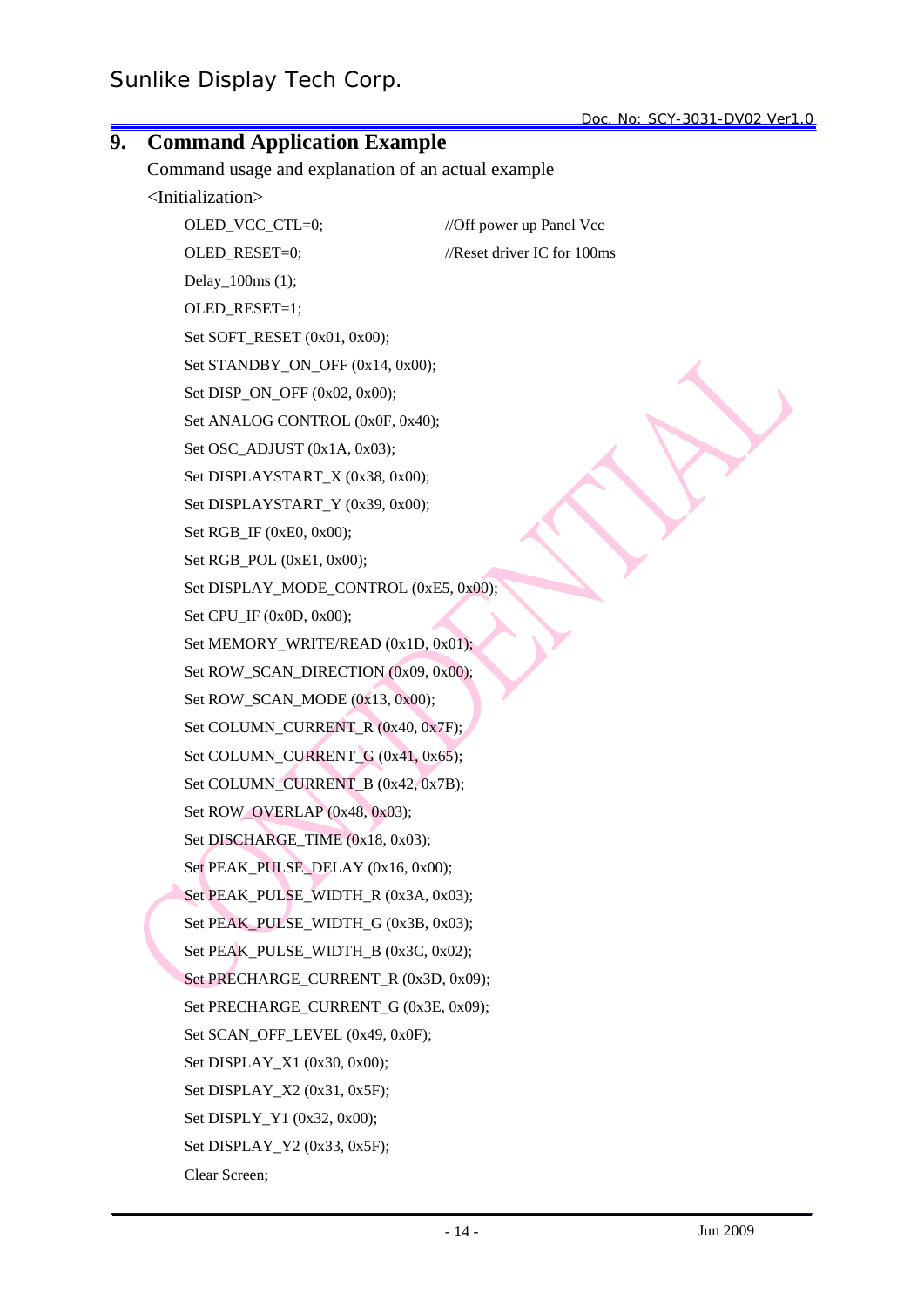## 9. Command Application Example

Command usage and explanation of an actual example

<Initialization>

```
OLED_VCC_CTL=0;                    //Off power up Panel Vcc
OLED_RESET=0;                      //Reset driver IC for 100ms
Delay_100ms (1);
OLED_RESET=1;
Set SOFT_RESET (0x01, 0x00);
Set STANDBY_ON_OFF (0x14, 0x00);
Set DISP_ON_OFF (0x02, 0x00);
Set ANALOG CONTROL (0x0F, 0x40);
Set OSC_ADJUST (0x1A, 0x03);
Set DISPLAYSTART_X (0x38, 0x00);
Set DISPLAYSTART_Y (0x39, 0x00);
Set RGB_IF (0xE0, 0x00);
Set RGB_POL (0xE1, 0x00);
Set DISPLAY_MODE_CONTROL (0xE5, 0x00);
Set CPU_IF (0x0D, 0x00);
Set MEMORY_WRITE/READ (0x1D, 0x01);
Set ROW_SCAN_DIRECTION (0x09, 0x00);
Set ROW_SCAN_MODE (0x13, 0x00);
Set COLUMN_CURRENT_R (0x40, 0x7F);
Set COLUMN_CURRENT_G (0x41, 0x65);
Set COLUMN_CURRENT_B (0x42, 0x7B);
Set ROW_OVERLAP (0x48, 0x03);
Set DISCHARGE_TIME (0x18, 0x03);
Set PEAK_PULSE_DELAY (0x16, 0x00);
Set PEAK_PULSE_WIDTH_R (0x3A, 0x03);
Set PEAK_PULSE_WIDTH_G (0x3B, 0x03);
Set PEAK_PULSE_WIDTH_B (0x3C, 0x02);
Set PRECHARGE_CURRENT_R (0x3D, 0x09);
Set PRECHARGE_CURRENT_G (0x3E, 0x09);
Set SCAN_OFF_LEVEL (0x49, 0x0F);
Set DISPLAY_X1 (0x30, 0x00);
Set DISPLAY_X2 (0x31, 0x5F);
Set DISPLY_Y1 (0x32, 0x00);
Set DISPLAY_Y2 (0x33, 0x5F);
Clear Screen;
```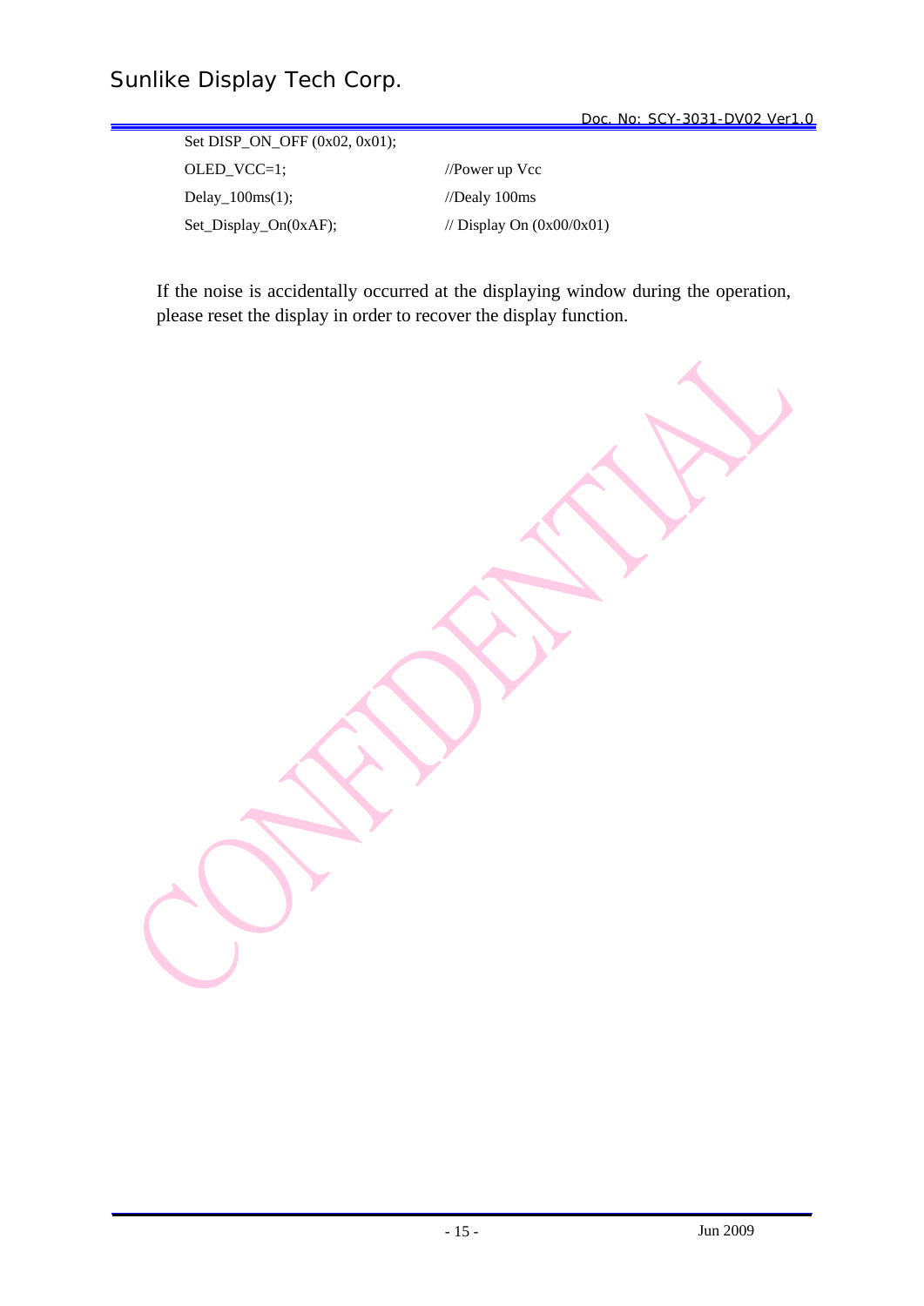```
Set DISP_ON_OFF (0x02, 0x01);
OLED_VCC=1;                    //Power up Vcc
Delay_100ms(1);                //Dealy 100ms
Set_Display_On(0xAF);          // Display On (0x00/0x01)
```

If the noise is accidentally occurred at the displaying window during the operation, please reset the display in order to recover the display function.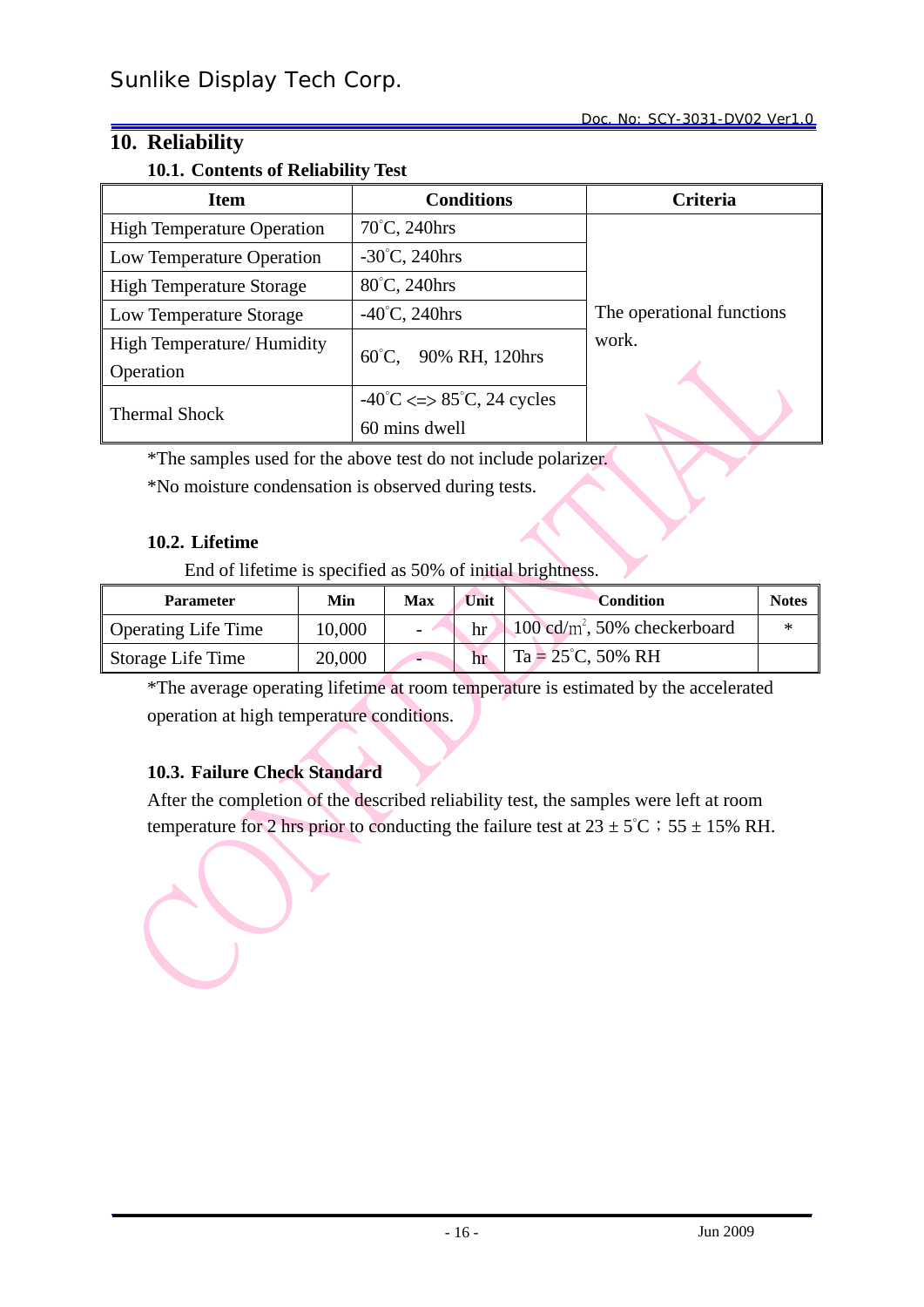# 10. Reliability

## 10.1. Contents of Reliability Test

| Item | Conditions | Criteria |
|---|---|---|
| High Temperature Operation | 70°C, 240hrs | The operational functions work. |
| Low Temperature Operation | -30°C, 240hrs | |
| High Temperature Storage | 80°C, 240hrs | |
| Low Temperature Storage | -40°C, 240hrs | |
| High Temperature/ Humidity Operation | 60°C, 90% RH, 120hrs | |
| Thermal Shock | -40°C <=> 85°C, 24 cycles 60 mins dwell | |

*The samples used for the above test do not include polarizer.

*No moisture condensation is observed during tests.

## 10.2. Lifetime

End of lifetime is specified as 50% of initial brightness.

| Parameter | Min | Max | Unit | Condition | Notes |
|---|---|---|---|---|---|
| Operating Life Time | 10,000 | - | hr | 100 cd/m², 50% checkerboard | * |
| Storage Life Time | 20,000 | - | hr | Ta = 25°C, 50% RH | |

*The average operating lifetime at room temperature is estimated by the accelerated operation at high temperature conditions.

## 10.3. Failure Check Standard

After the completion of the described reliability test, the samples were left at room temperature for 2 hrs prior to conducting the failure test at 23 ± 5°C；55 ± 15% RH.